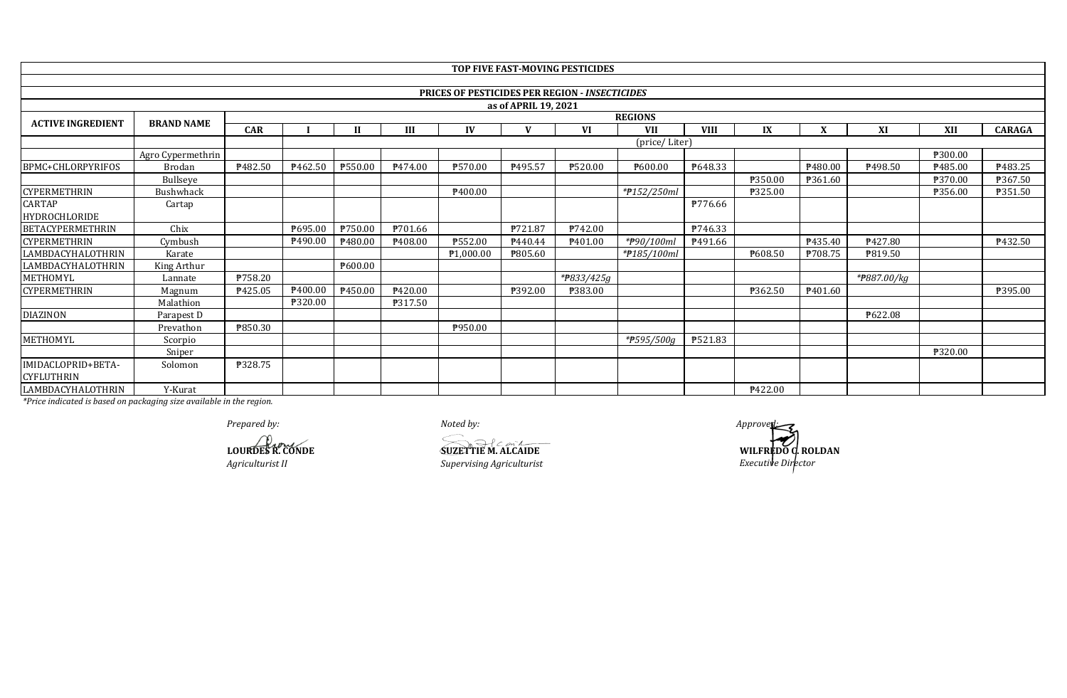## TOP FIVE FAST-MOVING PESTICIDES

### PRICES OF PESTICIDES PER REGION - *INSECTICIDES*

**as of APRIL 19, 2021**

| ACTIVE INGREDIENT | BRAND NAME | REGIONS | | | | | | | | | | | | | |
|---|---|---|---|---|---|---|---|---|---|---|---|---|---|---|---|
| | | CAR | I | II | III | IV | V | VI | VII | VIII | IX | X | XI | XII | CARAGA |
| | | (price/ Liter) | | | | | | | | | | | | | |
| | Agro Cypermethrin | | | | | | | | | | | | | ₱300.00 | |
| BPMC+CHLORPYRIFOS | Brodan | ₱482.50 | ₱462.50 | ₱550.00 | ₱474.00 | ₱570.00 | ₱495.57 | ₱520.00 | ₱600.00 | ₱648.33 | | ₱480.00 | ₱498.50 | ₱485.00 | ₱483.25 |
| | Bullseye | | | | | | | | | | ₱350.00 | ₱361.60 | | ₱370.00 | ₱367.50 |
| CYPERMETHRIN | Bushwhack | | | | | ₱400.00 | | | *₱152/250ml | | ₱325.00 | | | ₱356.00 | ₱351.50 |
| CARTAP HYDROCHLORIDE | Cartap | | | | | | | | | ₱776.66 | | | | | |
| BETACYPERMETHRIN | Chix | | ₱695.00 | ₱750.00 | ₱701.66 | | ₱721.87 | ₱742.00 | | ₱746.33 | | | | | |
| CYPERMETHRIN | Cymbush | | ₱490.00 | ₱480.00 | ₱408.00 | ₱552.00 | ₱440.44 | ₱401.00 | *₱90/100ml | ₱491.66 | | ₱435.40 | ₱427.80 | | ₱432.50 |
| LAMBDACYHALOTHRIN | Karate | | | | | ₱1,000.00 | ₱805.60 | | *₱185/100ml | | ₱608.50 | ₱708.75 | ₱819.50 | | |
| LAMBDACYHALOTHRIN | King Arthur | | | ₱600.00 | | | | | | | | | | | |
| METHOMYL | Lannate | ₱758.20 | | | | | | *₱833/425g | | | | | *₱887.00/kg | | |
| CYPERMETHRIN | Magnum | ₱425.05 | ₱400.00 | ₱450.00 | ₱420.00 | | ₱392.00 | ₱383.00 | | | ₱362.50 | ₱401.60 | | | ₱395.00 |
| | Malathion | | ₱320.00 | | ₱317.50 | | | | | | | | | | |
| DIAZINON | Parapest D | | | | | | | | | | | | ₱622.08 | | |
| | Prevathon | ₱850.30 | | | | ₱950.00 | | | | | | | | | |
| METHOMYL | Scorpio | | | | | | | | *₱595/500g | ₱521.83 | | | | | |
| | Sniper | | | | | | | | | | | | | ₱320.00 | |
| IMIDACLOPRID+BETA-CYFLUTHRIN | Solomon | ₱328.75 | | | | | | | | | | | | | |
| LAMBDACYHALOTHRIN | Y-Kurat | | | | | | | | | | ₱422.00 | | | | |

*\*Price indicated is based on packaging size available in the region.*

*Prepared by:*

**LOURDES R. CONDE**
*Agriculturist II*

*Noted by:*

**SUZETTIE M. ALCAIDE**
*Supervising Agriculturist*

*Approved:*

**WILFREDO C. ROLDAN**
*Executive Director*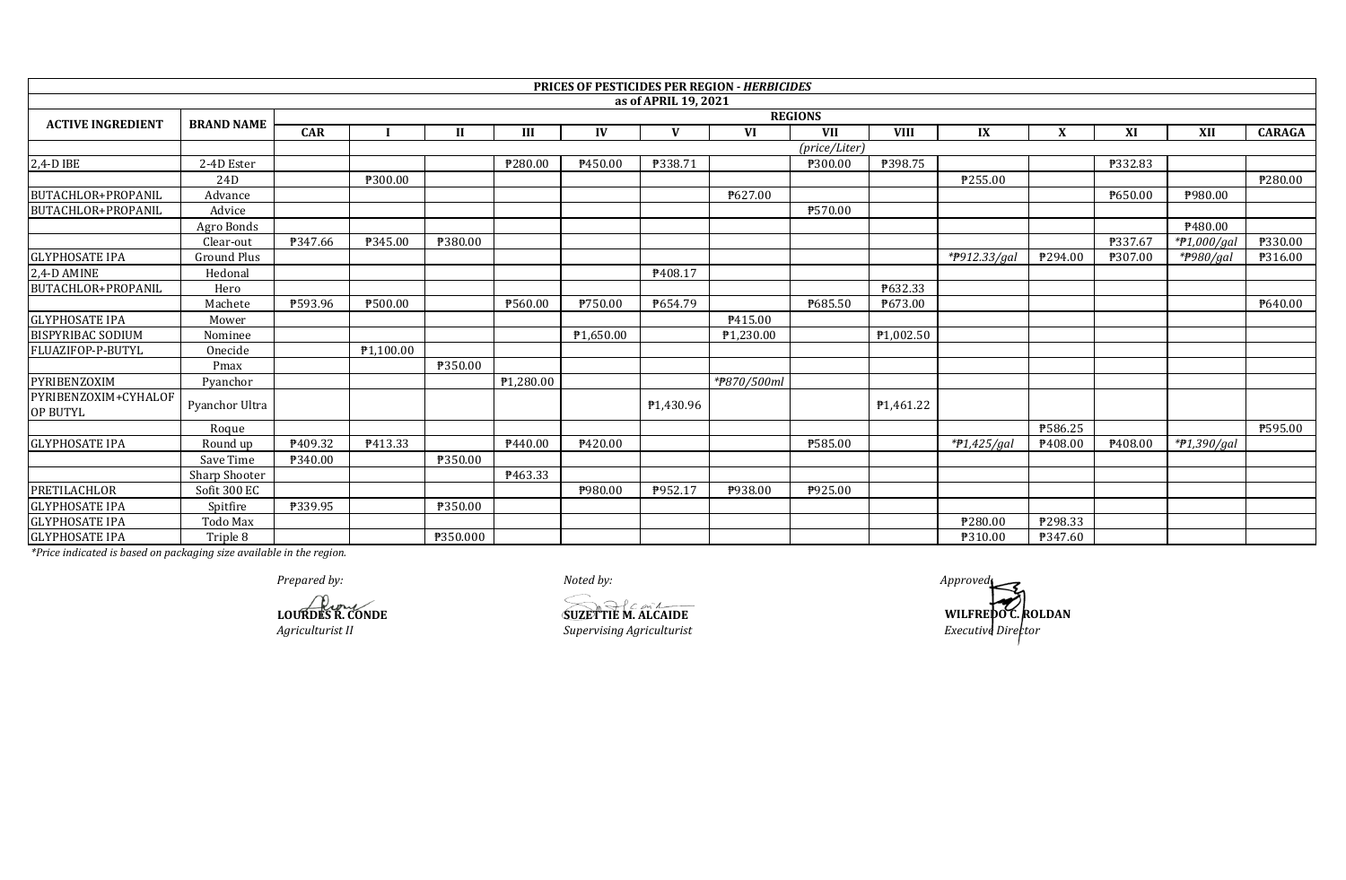| ACTIVE INGREDIENT | BRAND NAME | REGIONS | | | | | | | | | | | | | | |
|---|---|---|---|---|---|---|---|---|---|---|---|---|---|---|---|---|
| | | CAR | I | II | III | IV | V | VI | VII | VIII | IX | X | XI | XII | CARAGA |
| | | | | | | | | | (price/Liter) | | | | | | |
| 2,4-D IBE | 2-4D Ester | | | | ₱280.00 | ₱450.00 | ₱338.71 | | ₱300.00 | ₱398.75 | | | ₱332.83 | | |
| | 24D | | ₱300.00 | | | | | | | | ₱255.00 | | | | ₱280.00 |
| BUTACHLOR+PROPANIL | Advance | | | | | | | ₱627.00 | | | | | ₱650.00 | ₱980.00 | |
| BUTACHLOR+PROPANIL | Advice | | | | | | | | ₱570.00 | | | | | | |
| | Agro Bonds | | | | | | | | | | | | | ₱480.00 | |
| | Clear-out | ₱347.66 | ₱345.00 | ₱380.00 | | | | | | | | | ₱337.67 | *₱1,000/gal | ₱330.00 |
| GLYPHOSATE IPA | Ground Plus | | | | | | | | | | *₱912.33/gal | ₱294.00 | ₱307.00 | *₱980/gal | ₱316.00 |
| 2,4-D AMINE | Hedonal | | | | | | ₱408.17 | | | | | | | | |
| BUTACHLOR+PROPANIL | Hero | | | | | | | | | ₱632.33 | | | | | |
| | Machete | ₱593.96 | ₱500.00 | | ₱560.00 | ₱750.00 | ₱654.79 | | ₱685.50 | ₱673.00 | | | | | ₱640.00 |
| GLYPHOSATE IPA | Mower | | | | | | | ₱415.00 | | | | | | | |
| BISPYRIBAC SODIUM | Nominee | | | | | ₱1,650.00 | | ₱1,230.00 | | ₱1,002.50 | | | | | |
| FLUAZIFOP-P-BUTYL | Onecide | | ₱1,100.00 | | | | | | | | | | | | |
| | Pmax | | | ₱350.00 | | | | | | | | | | | |
| PYRIBENZOXIM | Pyanchor | | | | ₱1,280.00 | | | *₱870/500ml | | | | | | | |
| PYRIBENZOXIM+CYHALOFOP BUTYL | Pyanchor Ultra | | | | | | ₱1,430.96 | | | ₱1,461.22 | | | | | |
| | Roque | | | | | | | | | | | ₱586.25 | | | ₱595.00 |
| GLYPHOSATE IPA | Round up | ₱409.32 | ₱413.33 | | ₱440.00 | ₱420.00 | | | ₱585.00 | | *₱1,425/gal | ₱408.00 | ₱408.00 | *₱1,390/gal | |
| | Save Time | ₱340.00 | | ₱350.00 | | | | | | | | | | | |
| | Sharp Shooter | | | | ₱463.33 | | | | | | | | | | |
| PRETILACHLOR | Sofit 300 EC | | | | | ₱980.00 | ₱952.17 | ₱938.00 | ₱925.00 | | | | | | |
| GLYPHOSATE IPA | Spitfire | ₱339.95 | | ₱350.00 | | | | | | | | | | | |
| GLYPHOSATE IPA | Todo Max | | | | | | | | | | ₱280.00 | ₱298.33 | | | |
| GLYPHOSATE IPA | Triple 8 | | | ₱350.000 | | | | | | | ₱310.00 | ₱347.60 | | | |

PRICES OF PESTICIDES PER REGION - *HERBICIDES*

as of APRIL 19, 2021

*Price indicated is based on packaging size available in the region.*

*Prepared by:*

**LOURDES R. CONDE**
*Agriculturist II*

*Noted by:*

**SUZETTIE M. ALCAIDE**
*Supervising Agriculturist*

*Approved:*

**WILFREDO C. ROLDAN**
*Executive Director*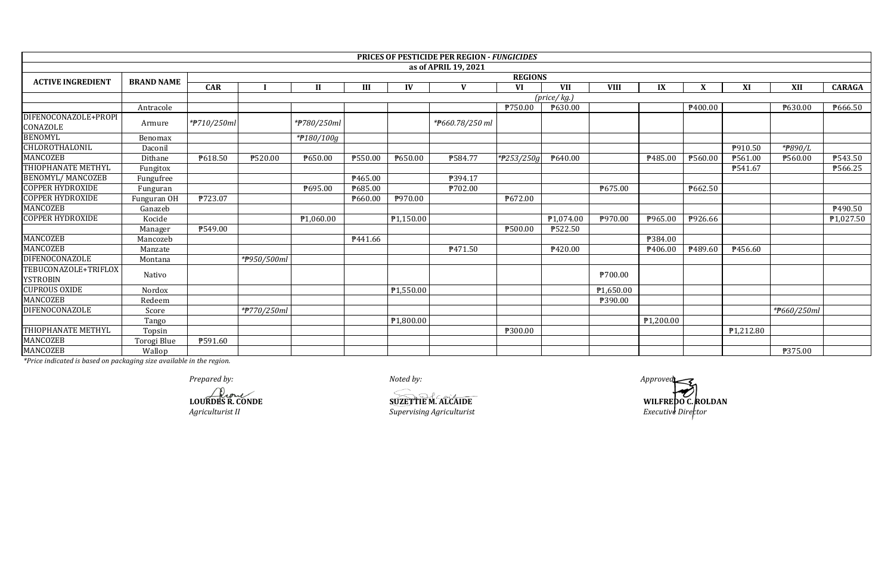| PRICES OF PESTICIDE PER REGION - *FUNGICIDES* | | | | | | | | | | | | | | | | | |
|---|---|---|---|---|---|---|---|---|---|---|---|---|---|---|---|---|---|
| as of APRIL 19, 2021 | | | | | | | | | | | | | | | | | |
| ACTIVE INGREDIENT | BRAND NAME | REGIONS | | | | | | | | | | | | | | | |
| | | CAR | I | II | III | IV | V | VI | VII | VIII | IX | X | XI | XII | CARAGA |
| | | (price/ kg.) | | | | | | | | | | | | | |
| | Antracole | | | | | | | ₱750.00 | ₱630.00 | | | ₱400.00 | | ₱630.00 | ₱666.50 |
| DIFENOCONAZOLE+PROPICONAZOLE | Armure | *₱710/250ml | | *₱780/250ml | | | *₱660.78/250 ml | | | | | | | | |
| BENOMYL | Benomax | | | *₱180/100g | | | | | | | | | | | |
| CHLOROTHALONIL | Daconil | | | | | | | | | | | | ₱910.50 | *₱890/L | |
| MANCOZEB | Dithane | ₱618.50 | ₱520.00 | ₱650.00 | ₱550.00 | ₱650.00 | ₱584.77 | *₱253/250g | ₱640.00 | | ₱485.00 | ₱560.00 | ₱561.00 | ₱560.00 | ₱543.50 |
| THIOPHANATE METHYL | Fungitox | | | | | | | | | | | | ₱541.67 | | ₱566.25 |
| BENOMYL/ MANCOZEB | Fungufree | | | | ₱465.00 | | ₱394.17 | | | | | | | | |
| COPPER HYDROXIDE | Funguran | | | ₱695.00 | ₱685.00 | | ₱702.00 | | | ₱675.00 | | ₱662.50 | | | |
| COPPER HYDROXIDE | Funguran OH | ₱723.07 | | | ₱660.00 | ₱970.00 | | ₱672.00 | | | | | | | |
| MANCOZEB | Ganazeb | | | | | | | | | | | | | | ₱490.50 |
| COPPER HYDROXIDE | Kocide | | | ₱1,060.00 | | ₱1,150.00 | | | ₱1,074.00 | ₱970.00 | ₱965.00 | ₱926.66 | | | ₱1,027.50 |
| | Manager | ₱549.00 | | | | | | ₱500.00 | ₱522.50 | | | | | | |
| MANCOZEB | Mancozeb | | | | ₱441.66 | | | | | | ₱384.00 | | | | |
| MANCOZEB | Manzate | | | | | | ₱471.50 | | ₱420.00 | | ₱406.00 | ₱489.60 | ₱456.60 | | |
| DIFENOCONAZOLE | Montana | | *₱950/500ml | | | | | | | | | | | | |
| TEBUCONAZOLE+TRIFLOXYSTROBIN | Nativo | | | | | | | | | ₱700.00 | | | | | |
| CUPROUS OXIDE | Nordox | | | | | ₱1,550.00 | | | | ₱1,650.00 | | | | | |
| MANCOZEB | Redeem | | | | | | | | | ₱390.00 | | | | | |
| DIFENOCONAZOLE | Score | | *₱770/250ml | | | | | | | | | | | *₱660/250ml | |
| | Tango | | | | | ₱1,800.00 | | | | | ₱1,200.00 | | | | |
| THIOPHANATE METHYL | Topsin | | | | | | | ₱300.00 | | | | | ₱1,212.80 | | |
| MANCOZEB | Torogi Blue | ₱591.60 | | | | | | | | | | | | | |
| MANCOZEB | Wallop | | | | | | | | | | | | | ₱375.00 | |

*\*Price indicated is based on packaging size available in the region.*

*Prepared by:*

**LOURDES R. CONDE**
*Agriculturist II*

*Noted by:*

**SUZETTIE M. ALCAIDE**
*Supervising Agriculturist*

*Approved:*

**WILFREDO C. ROLDAN**
*Executive Director*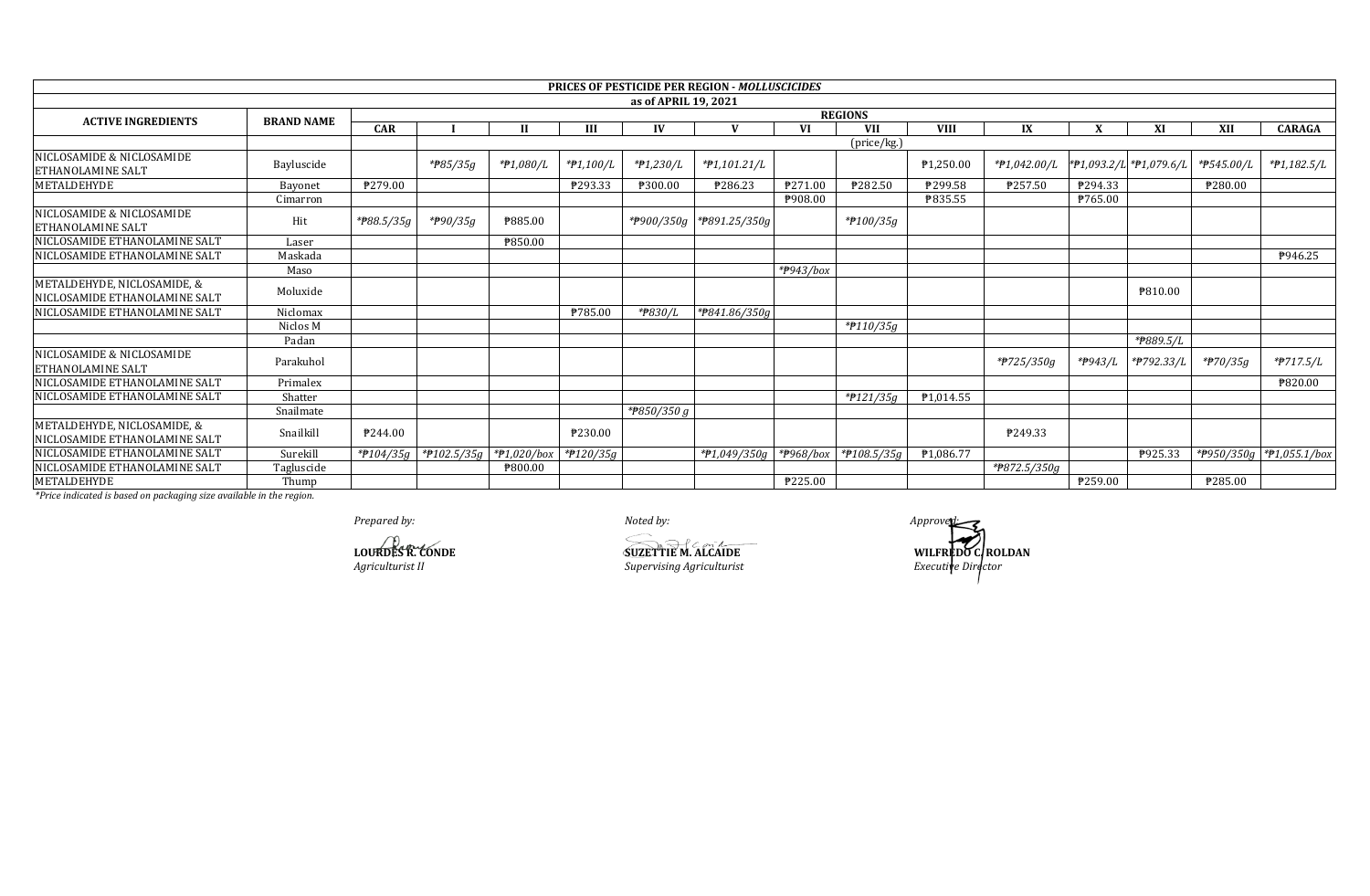**PRICES OF PESTICIDE PER REGION - *MOLLUSCICIDES***

**as of APRIL 19, 2021**

| ACTIVE INGREDIENTS | BRAND NAME | REGIONS | | | | | | | | | | | | | |
|---|---|---|---|---|---|---|---|---|---|---|---|---|---|---|---|
| | | CAR | I | II | III | IV | V | VI | VII | VIII | IX | X | XI | XII | CARAGA |
| | | | (price/kg.) | | | | | | | | | | | | |
| NICLOSAMIDE & NICLOSAMIDE ETHANOLAMINE SALT | Bayluscide | | *₱85/35g | *₱1,080/L | *₱1,100/L | *₱1,230/L | *₱1,101.21/L | | | ₱1,250.00 | *₱1,042.00/L | *₱1,093.2/L | *₱1,079.6/L | *₱545.00/L | *₱1,182.5/L |
| METALDEHYDE | Bayonet | ₱279.00 | | | ₱293.33 | ₱300.00 | ₱286.23 | ₱271.00 | ₱282.50 | ₱299.58 | ₱257.50 | ₱294.33 | | ₱280.00 | |
| | Cimarron | | | | | | | ₱908.00 | | ₱835.55 | | ₱765.00 | | | |
| NICLOSAMIDE & NICLOSAMIDE ETHANOLAMINE SALT | Hit | *₱88.5/35g | *₱90/35g | ₱885.00 | | *₱900/350g | *₱891.25/350g | | *₱100/35g | | | | | | |
| NICLOSAMIDE ETHANOLAMINE SALT | Laser | | | ₱850.00 | | | | | | | | | | | |
| NICLOSAMIDE ETHANOLAMINE SALT | Maskada | | | | | | | | | | | | | | ₱946.25 |
| | Maso | | | | | | | *₱943/box | | | | | | | |
| METALDEHYDE, NICLOSAMIDE, & NICLOSAMIDE ETHANOLAMINE SALT | Moluxide | | | | | | | | | | | | ₱810.00 | | |
| NICLOSAMIDE ETHANOLAMINE SALT | Niclomax | | | | ₱785.00 | *₱830/L | *₱841.86/350g | | | | | | | | |
| | Niclos M | | | | | | | | *₱110/35g | | | | | | |
| | Padan | | | | | | | | | | | | *₱889.5/L | | |
| NICLOSAMIDE & NICLOSAMIDE ETHANOLAMINE SALT | Parakuhol | | | | | | | | | | *₱725/350g | *₱943/L | *₱792.33/L | *₱70/35g | *₱717.5/L |
| NICLOSAMIDE ETHANOLAMINE SALT | Primalex | | | | | | | | | | | | | | ₱820.00 |
| NICLOSAMIDE ETHANOLAMINE SALT | Shatter | | | | | | | | *₱121/35g | ₱1,014.55 | | | | | |
| | Snailmate | | | | | *₱850/350 g | | | | | | | | | |
| METALDEHYDE, NICLOSAMIDE, & NICLOSAMIDE ETHANOLAMINE SALT | Snailkill | ₱244.00 | | | ₱230.00 | | | | | | ₱249.33 | | | | |
| NICLOSAMIDE ETHANOLAMINE SALT | Surekill | *₱104/35g | *₱102.5/35g | *₱1,020/box | *₱120/35g | | *₱1,049/350g | *₱968/box | *₱108.5/35g | ₱1,086.77 | | | ₱925.33 | *₱950/350g | *₱1,055.1/box |
| NICLOSAMIDE ETHANOLAMINE SALT | Tagluscide | | | ₱800.00 | | | | | | | *₱872.5/350g | | | | |
| METALDEHYDE | Thump | | | | | | | ₱225.00 | | | | ₱259.00 | | ₱285.00 | |

*\*Price indicated is based on packaging size available in the region.*

*Prepared by:*

**LOURDES R. CONDE**
*Agriculturist II*

*Noted by:*

**SUZETTIE M. ALCAIDE**
*Supervising Agriculturist*

*Approved:*

**WILFREDO C. ROLDAN**
*Executive Director*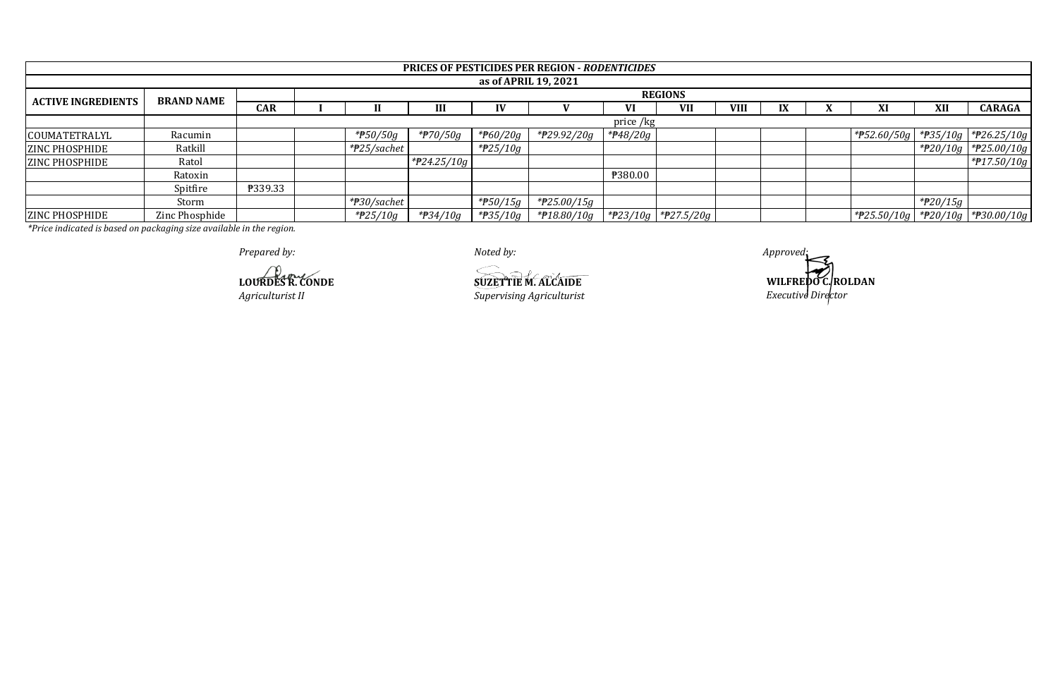| PRICES OF PESTICIDES PER REGION - *RODENTICIDES* | | | | | | | | | | | | | | | |
|---|---|---|---|---|---|---|---|---|---|---|---|---|---|---|---|
| as of APRIL 19, 2021 | | | | | | | | | | | | | | | |
| ACTIVE INGREDIENTS | BRAND NAME | | REGIONS | | | | | | | | | | | | |
| | | CAR | I | II | III | IV | V | VI | VII | VIII | IX | X | XI | XII | CARAGA |
| | | price /kg | | | | | | | | | | | | | |
| COUMATETRALYL | Racumin | | | *₱50/50g | *₱70/50g | *₱60/20g | *₱29.92/20g | *₱48/20g | | | | | *₱52.60/50g | *₱35/10g | *₱26.25/10g |
| ZINC PHOSPHIDE | Ratkill | | | *₱25/sachet | | *₱25/10g | | | | | | | | *₱20/10g | *₱25.00/10g |
| ZINC PHOSPHIDE | Ratol | | | | *₱24.25/10g | | | | | | | | | | *₱17.50/10g |
| | Ratoxin | | | | | | | ₱380.00 | | | | | | | |
| | Spitfire | ₱339.33 | | | | | | | | | | | | | |
| | Storm | | | *₱30/sachet | | *₱50/15g | *₱25.00/15g | | | | | | | *₱20/15g | |
| ZINC PHOSPHIDE | Zinc Phosphide | | | *₱25/10g | *₱34/10g | *₱35/10g | *₱18.80/10g | *₱23/10g | *₱27.5/20g | | | | *₱25.50/10g | *₱20/10g | *₱30.00/10g |

*\*Price indicated is based on packaging size available in the region.*

*Prepared by:*

**LOURDES R. CONDE**
*Agriculturist II*

*Noted by:*

**SUZETTIE M. ALCAIDE**
*Supervising Agriculturist*

*Approved:*

**WILFREDO C. ROLDAN**
*Executive Director*